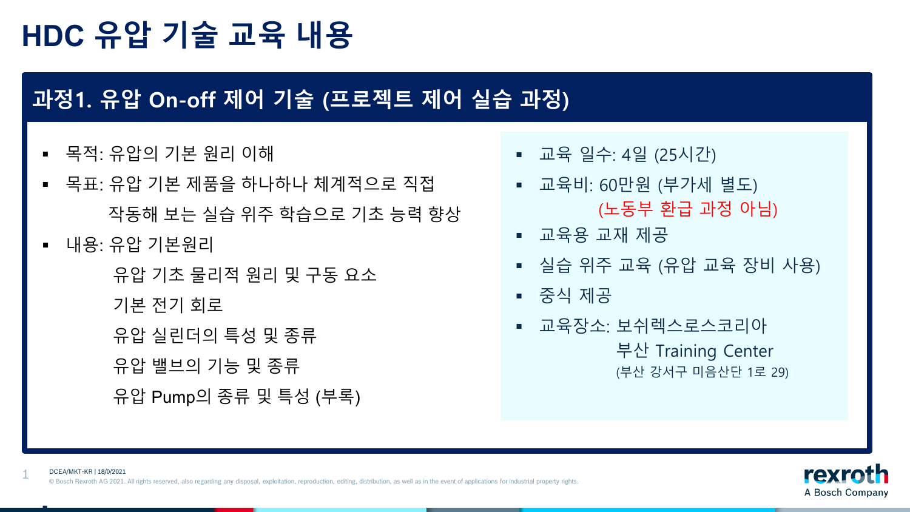# HDC 유압 기술 교육 내용

## 과정1. 유압 On-off 제어 기술 (프로젝트 제어 실습 과정)

- 목적: 유압의 기본 원리 이해
- 목표: 유압 기본 제품을 하나하나 체계적으로 직접 작동해 보는 실습 위주 학습으로 기초 능력 향상
- 내용: 유압 기본원리
  - 유압 기초 물리적 원리 및 구동 요소
  - 기본 전기 회로
  - 유압 실린더의 특성 및 종류
  - 유압 밸브의 기능 및 종류
  - 유압 Pump의 종류 및 특성 (부록)

- 교육 일수: 4일 (25시간)
- 교육비: 60만원 (부가세 별도)
  (노동부 환급 과정 아님)
- 교육용 교재 제공
- 실습 위주 교육 (유압 교육 장비 사용)
- 중식 제공
- 교육장소: 보쉬렉스로스코리아
  부산 Training Center
  (부산 강서구 미음산단 1로 29)

DCEA/MKT-KR | 18/0/2021

© Bosch Rexroth AG 2021. All rights reserved, also regarding any disposal, exploitation, reproduction, editing, distribution, as well as in the event of applications for industrial property rights.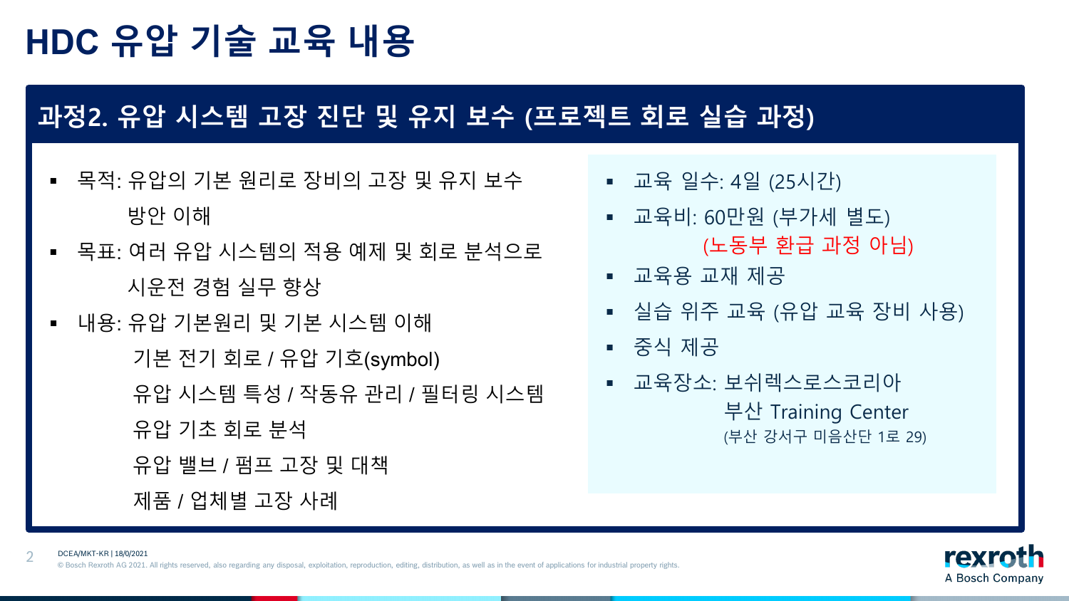# HDC 유압 기술 교육 내용

## 과정2. 유압 시스템 고장 진단 및 유지 보수 (프로젝트 회로 실습 과정)

- 목적: 유압의 기본 원리로 장비의 고장 및 유지 보수 방안 이해
- 목표: 여러 유압 시스템의 적용 예제 및 회로 분석으로 시운전 경험 실무 향상
- 내용: 유압 기본원리 및 기본 시스템 이해
  기본 전기 회로 / 유압 기호(symbol)
  유압 시스템 특성 / 작동유 관리 / 필터링 시스템
  유압 기초 회로 분석
  유압 밸브 / 펌프 고장 및 대책
  제품 / 업체별 고장 사례

- 교육 일수: 4일 (25시간)
- 교육비: 60만원 (부가세 별도)
  (노동부 환급 과정 아님)
- 교육용 교재 제공
- 실습 위주 교육 (유압 교육 장비 사용)
- 중식 제공
- 교육장소: 보쉬렉스로스코리아
  부산 Training Center
  (부산 강서구 미음산단 1로 29)

DCEA/MKT-KR | 18/0/2021

© Bosch Rexroth AG 2021. All rights reserved, also regarding any disposal, exploitation, reproduction, editing, distribution, as well as in the event of applications for industrial property rights.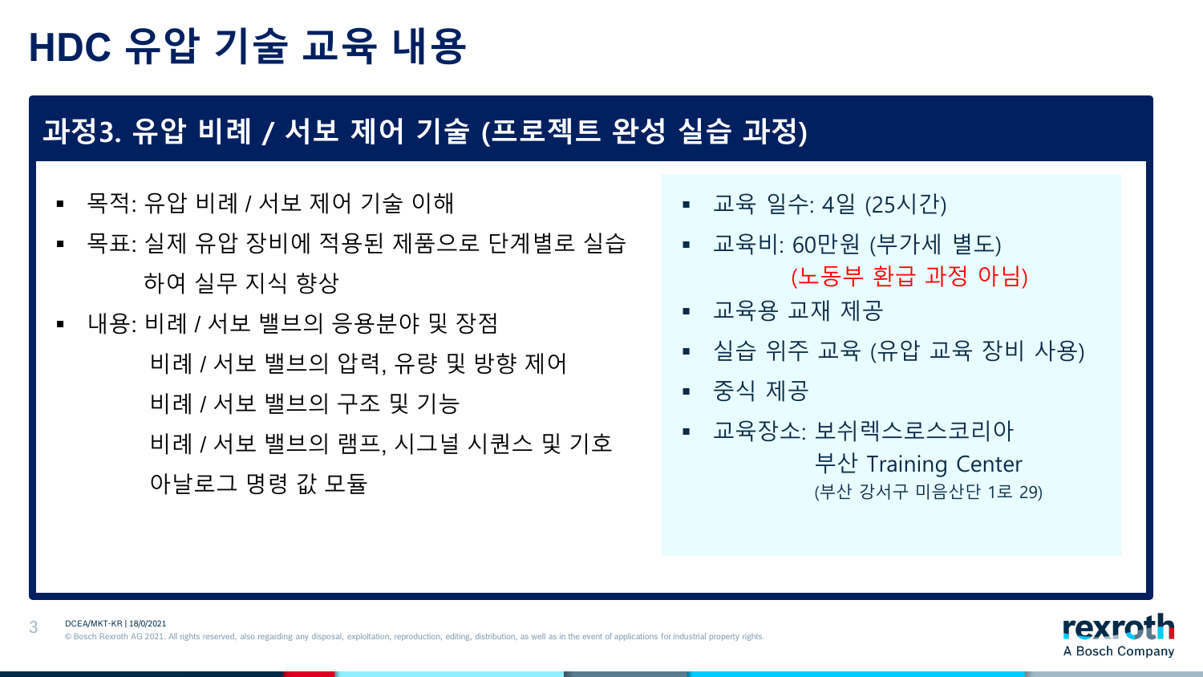# HDC 유압 기술 교육 내용

## 과정3. 유압 비례 / 서보 제어 기술 (프로젝트 완성 실습 과정)

- 목적: 유압 비례 / 서보 제어 기술 이해
- 목표: 실제 유압 장비에 적용된 제품으로 단계별로 실습하여 실무 지식 향상
- 내용: 비례 / 서보 밸브의 응용분야 및 장점  
  비례 / 서보 밸브의 압력, 유량 및 방향 제어  
  비례 / 서보 밸브의 구조 및 기능  
  비례 / 서보 밸브의 램프, 시그널 시퀀스 및 기호  
  아날로그 명령 값 모듈

- 교육 일수: 4일 (25시간)
- 교육비: 60만원 (부가세 별도)  
  (노동부 환급 과정 아님)
- 교육용 교재 제공
- 실습 위주 교육 (유압 교육 장비 사용)
- 중식 제공
- 교육장소: 보쉬렉스로스코리아  
  부산 Training Center  
  (부산 강서구 미음산단 1로 29)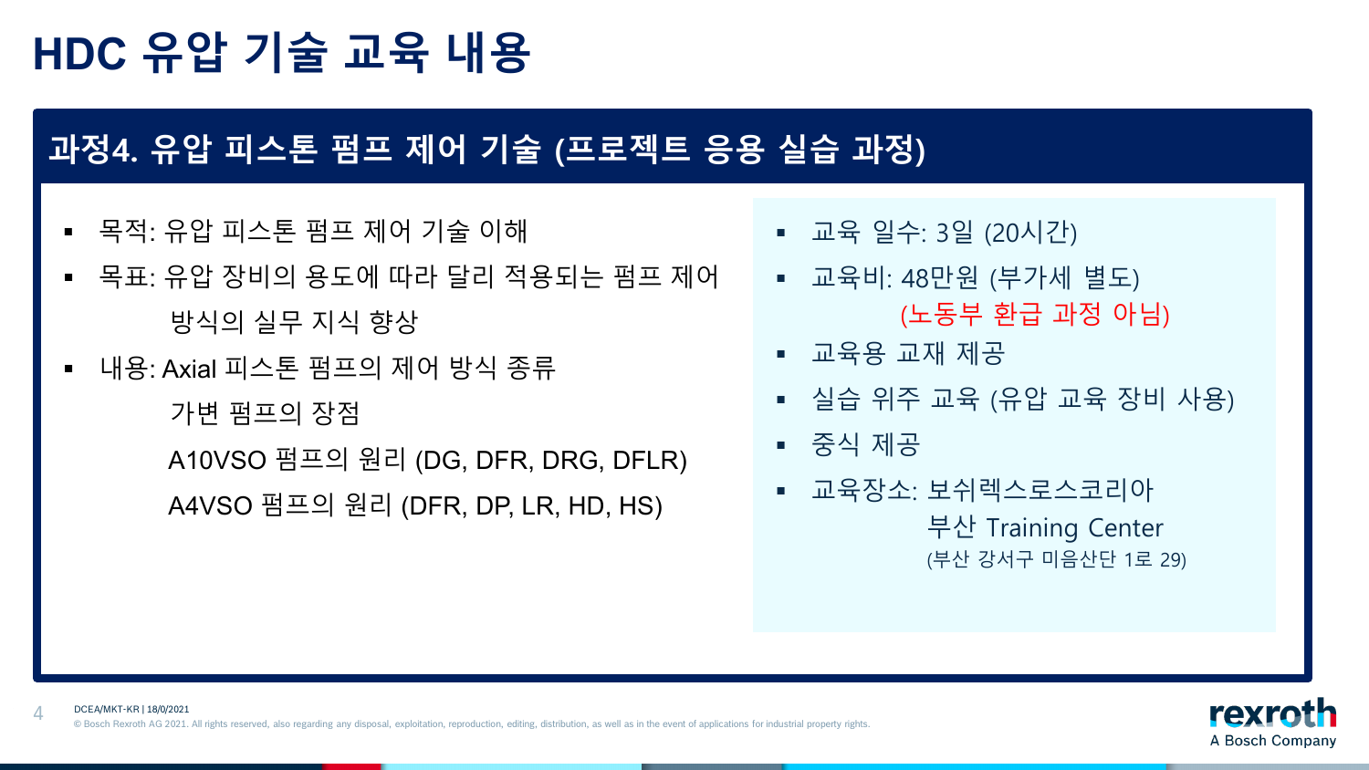# HDC 유압 기술 교육 내용

## 과정4. 유압 피스톤 펌프 제어 기술 (프로젝트 응용 실습 과정)

- 목적: 유압 피스톤 펌프 제어 기술 이해
- 목표: 유압 장비의 용도에 따라 달리 적용되는 펌프 제어 방식의 실무 지식 향상
- 내용: Axial 피스톤 펌프의 제어 방식 종류
  가변 펌프의 장점
  A10VSO 펌프의 원리 (DG, DFR, DRG, DFLR)
  A4VSO 펌프의 원리 (DFR, DP, LR, HD, HS)

- 교육 일수: 3일 (20시간)
- 교육비: 48만원 (부가세 별도)
  (노동부 환급 과정 아님)
- 교육용 교재 제공
- 실습 위주 교육 (유압 교육 장비 사용)
- 중식 제공
- 교육장소: 보쉬렉스로스코리아
  부산 Training Center
  (부산 강서구 미음산단 1로 29)

DCEA/MKT-KR | 18/0/2021

© Bosch Rexroth AG 2021. All rights reserved, also regarding any disposal, exploitation, reproduction, editing, distribution, as well as in the event of applications for industrial property rights.

rexroth
A Bosch Company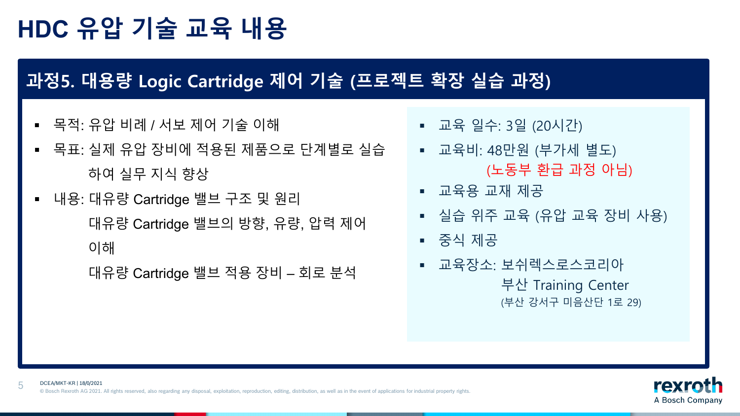# HDC 유압 기술 교육 내용

## 과정5. 대용량 Logic Cartridge 제어 기술 (프로젝트 확장 실습 과정)

- 목적: 유압 비례 / 서보 제어 기술 이해
- 목표: 실제 유압 장비에 적용된 제품으로 단계별로 실습 하여 실무 지식 향상
- 내용: 대유량 Cartridge 밸브 구조 및 원리
  대유량 Cartridge 밸브의 방향, 유량, 압력 제어 이해
  대유량 Cartridge 밸브 적용 장비 – 회로 분석

- 교육 일수: 3일 (20시간)
- 교육비: 48만원 (부가세 별도)
  (노동부 환급 과정 아님)
- 교육용 교재 제공
- 실습 위주 교육 (유압 교육 장비 사용)
- 중식 제공
- 교육장소: 보쉬렉스로스코리아
  부산 Training Center
  (부산 강서구 미음산단 1로 29)

DCEA/MKT-KR | 18/0/2021
© Bosch Rexroth AG 2021. All rights reserved, also regarding any disposal, exploitation, reproduction, editing, distribution, as well as in the event of applications for industrial property rights.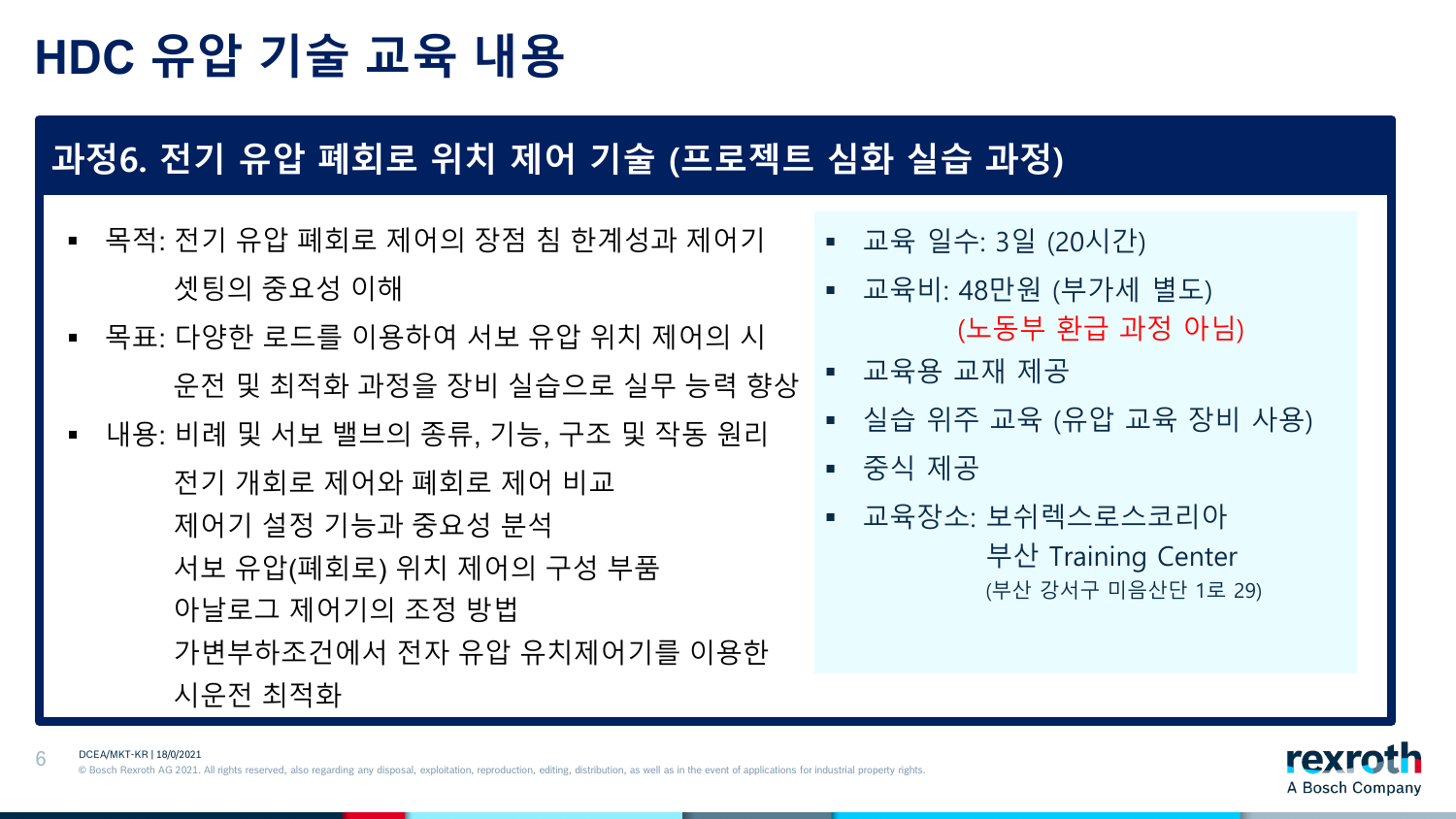# HDC 유압 기술 교육 내용

## 과정6. 전기 유압 폐회로 위치 제어 기술 (프로젝트 심화 실습 과정)

- 목적: 전기 유압 폐회로 제어의 장점 침 한계성과 제어기 셋팅의 중요성 이해
- 목표: 다양한 로드를 이용하여 서보 유압 위치 제어의 시운전 및 최적화 과정을 장비 실습으로 실무 능력 향상
- 내용: 비례 및 서보 밸브의 종류, 기능, 구조 및 작동 원리
  전기 개회로 제어와 폐회로 제어 비교
  제어기 설정 기능과 중요성 분석
  서보 유압(폐회로) 위치 제어의 구성 부품
  아날로그 제어기의 조정 방법
  가변부하조건에서 전자 유압 유치제어기를 이용한 시운전 최적화

- 교육 일수: 3일 (20시간)
- 교육비: 48만원 (부가세 별도)
  (노동부 환급 과정 아님)
- 교육용 교재 제공
- 실습 위주 교육 (유압 교육 장비 사용)
- 중식 제공
- 교육장소: 보쉬렉스로스코리아
  부산 Training Center
  (부산 강서구 미음산단 1로 29)